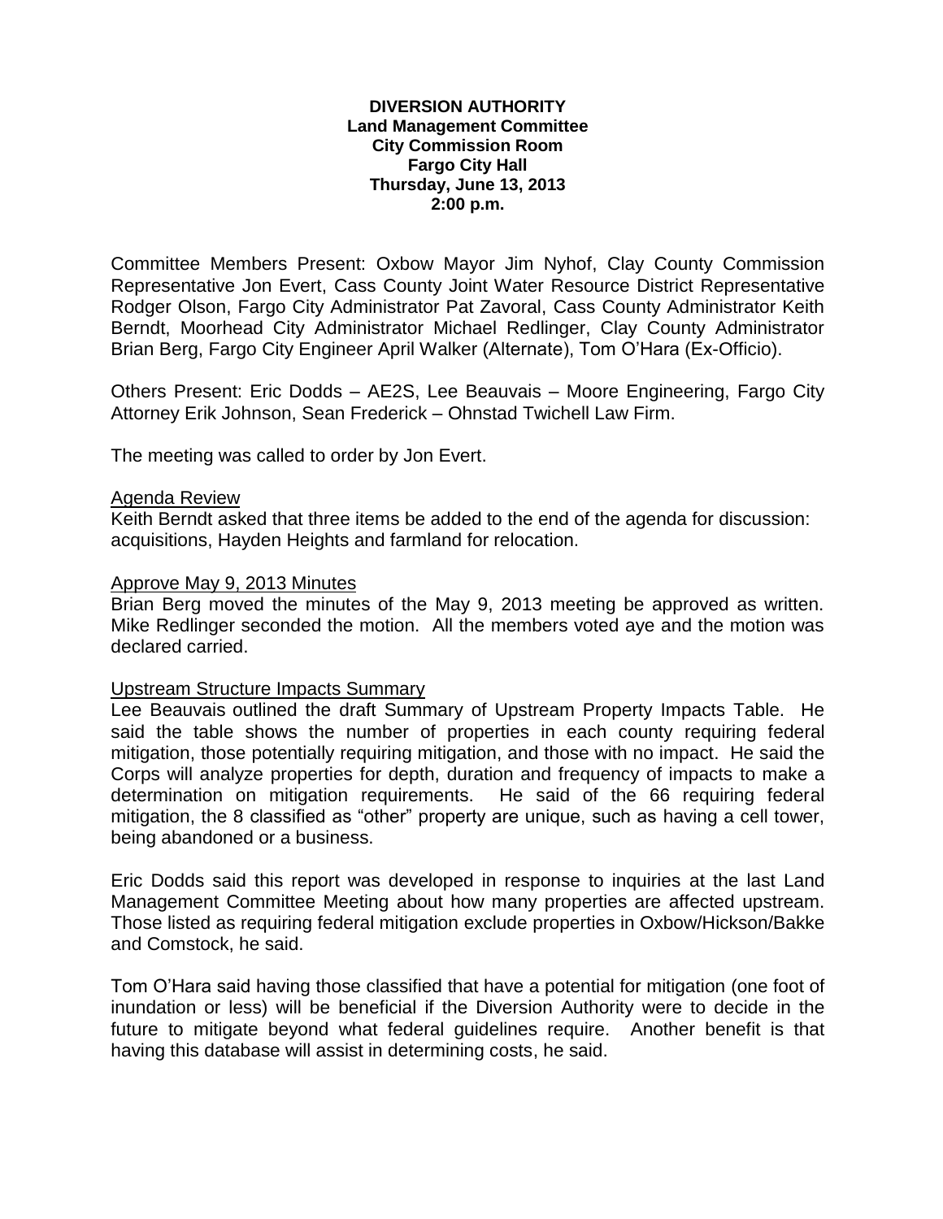**DIVERSION AUTHORITY**
**Land Management Committee**
**City Commission Room**
**Fargo City Hall**
**Thursday, June 13, 2013**
**2:00 p.m.**

Committee Members Present: Oxbow Mayor Jim Nyhof, Clay County Commission Representative Jon Evert, Cass County Joint Water Resource District Representative Rodger Olson, Fargo City Administrator Pat Zavoral, Cass County Administrator Keith Berndt, Moorhead City Administrator Michael Redlinger, Clay County Administrator Brian Berg, Fargo City Engineer April Walker (Alternate), Tom O'Hara (Ex-Officio).

Others Present: Eric Dodds – AE2S, Lee Beauvais – Moore Engineering, Fargo City Attorney Erik Johnson, Sean Frederick – Ohnstad Twichell Law Firm.

The meeting was called to order by Jon Evert.

Agenda Review

Keith Berndt asked that three items be added to the end of the agenda for discussion: acquisitions, Hayden Heights and farmland for relocation.

Approve May 9, 2013 Minutes

Brian Berg moved the minutes of the May 9, 2013 meeting be approved as written. Mike Redlinger seconded the motion. All the members voted aye and the motion was declared carried.

Upstream Structure Impacts Summary

Lee Beauvais outlined the draft Summary of Upstream Property Impacts Table. He said the table shows the number of properties in each county requiring federal mitigation, those potentially requiring mitigation, and those with no impact. He said the Corps will analyze properties for depth, duration and frequency of impacts to make a determination on mitigation requirements. He said of the 66 requiring federal mitigation, the 8 classified as "other" property are unique, such as having a cell tower, being abandoned or a business.

Eric Dodds said this report was developed in response to inquiries at the last Land Management Committee Meeting about how many properties are affected upstream. Those listed as requiring federal mitigation exclude properties in Oxbow/Hickson/Bakke and Comstock, he said.

Tom O'Hara said having those classified that have a potential for mitigation (one foot of inundation or less) will be beneficial if the Diversion Authority were to decide in the future to mitigate beyond what federal guidelines require. Another benefit is that having this database will assist in determining costs, he said.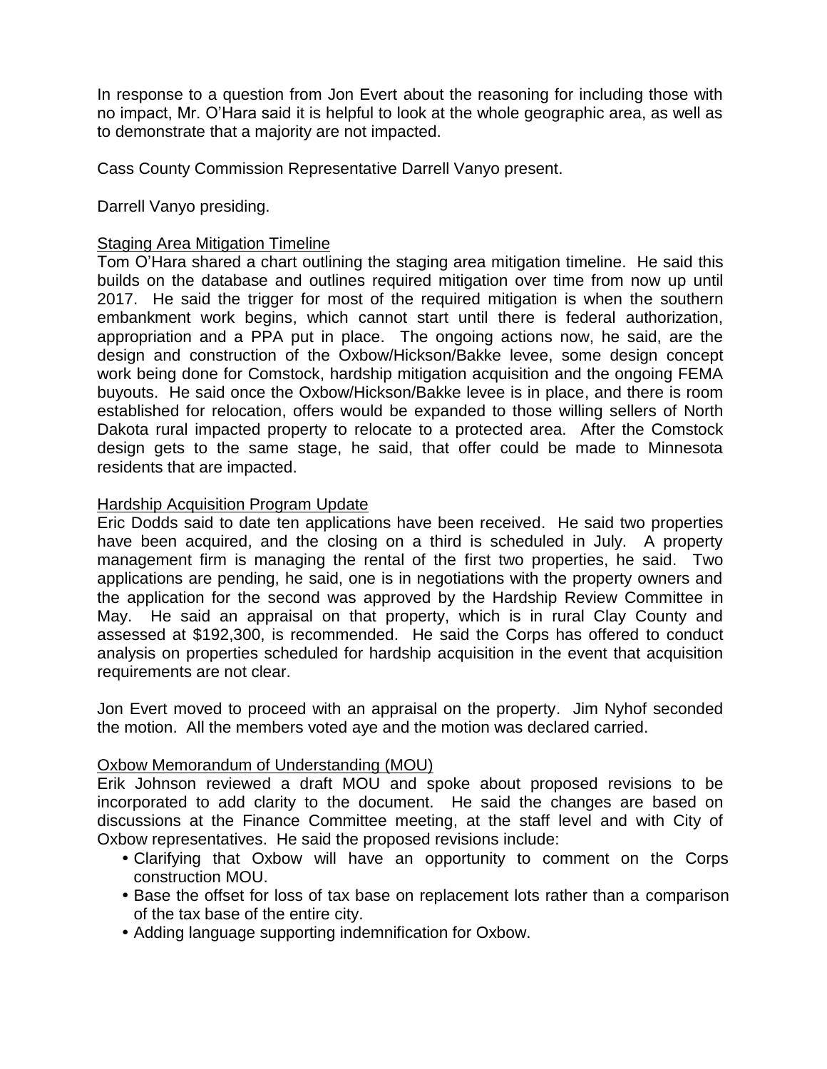In response to a question from Jon Evert about the reasoning for including those with no impact, Mr. O'Hara said it is helpful to look at the whole geographic area, as well as to demonstrate that a majority are not impacted.

Cass County Commission Representative Darrell Vanyo present.

Darrell Vanyo presiding.

Staging Area Mitigation Timeline

Tom O'Hara shared a chart outlining the staging area mitigation timeline. He said this builds on the database and outlines required mitigation over time from now up until 2017. He said the trigger for most of the required mitigation is when the southern embankment work begins, which cannot start until there is federal authorization, appropriation and a PPA put in place. The ongoing actions now, he said, are the design and construction of the Oxbow/Hickson/Bakke levee, some design concept work being done for Comstock, hardship mitigation acquisition and the ongoing FEMA buyouts. He said once the Oxbow/Hickson/Bakke levee is in place, and there is room established for relocation, offers would be expanded to those willing sellers of North Dakota rural impacted property to relocate to a protected area. After the Comstock design gets to the same stage, he said, that offer could be made to Minnesota residents that are impacted.

Hardship Acquisition Program Update

Eric Dodds said to date ten applications have been received. He said two properties have been acquired, and the closing on a third is scheduled in July. A property management firm is managing the rental of the first two properties, he said. Two applications are pending, he said, one is in negotiations with the property owners and the application for the second was approved by the Hardship Review Committee in May. He said an appraisal on that property, which is in rural Clay County and assessed at $192,300, is recommended. He said the Corps has offered to conduct analysis on properties scheduled for hardship acquisition in the event that acquisition requirements are not clear.

Jon Evert moved to proceed with an appraisal on the property. Jim Nyhof seconded the motion. All the members voted aye and the motion was declared carried.

Oxbow Memorandum of Understanding (MOU)

Erik Johnson reviewed a draft MOU and spoke about proposed revisions to be incorporated to add clarity to the document. He said the changes are based on discussions at the Finance Committee meeting, at the staff level and with City of Oxbow representatives. He said the proposed revisions include:

- Clarifying that Oxbow will have an opportunity to comment on the Corps construction MOU.
- Base the offset for loss of tax base on replacement lots rather than a comparison of the tax base of the entire city.
- Adding language supporting indemnification for Oxbow.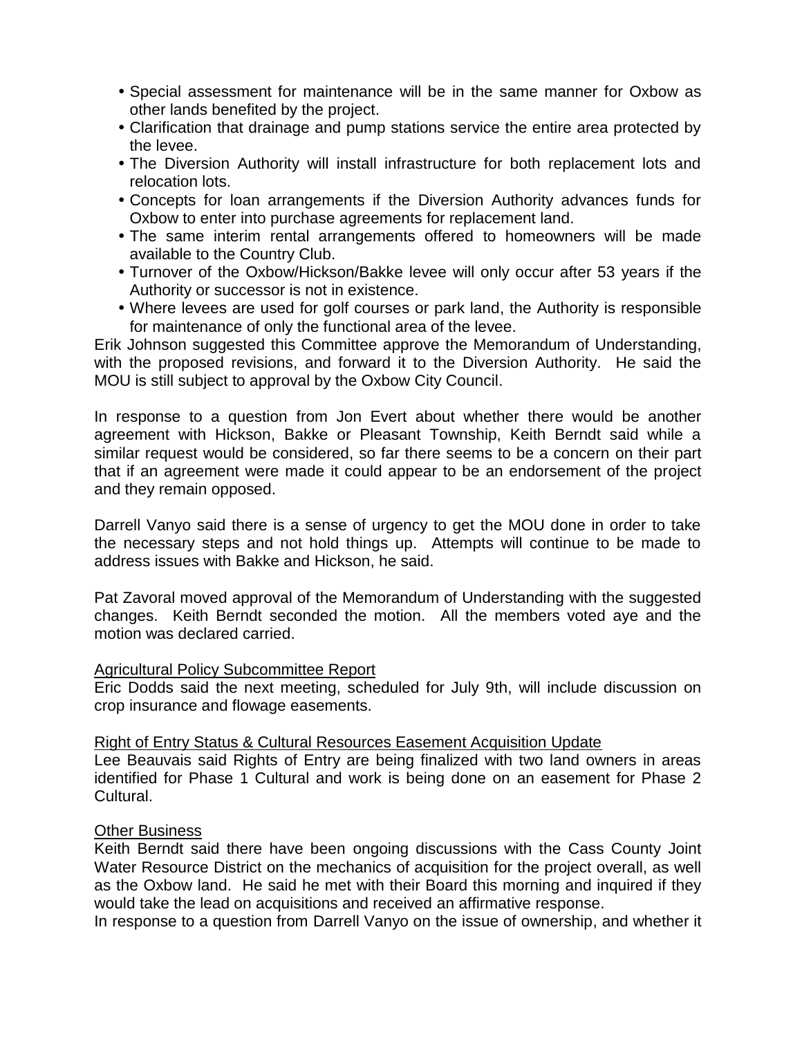- Special assessment for maintenance will be in the same manner for Oxbow as other lands benefited by the project.
- Clarification that drainage and pump stations service the entire area protected by the levee.
- The Diversion Authority will install infrastructure for both replacement lots and relocation lots.
- Concepts for loan arrangements if the Diversion Authority advances funds for Oxbow to enter into purchase agreements for replacement land.
- The same interim rental arrangements offered to homeowners will be made available to the Country Club.
- Turnover of the Oxbow/Hickson/Bakke levee will only occur after 53 years if the Authority or successor is not in existence.
- Where levees are used for golf courses or park land, the Authority is responsible for maintenance of only the functional area of the levee.

Erik Johnson suggested this Committee approve the Memorandum of Understanding, with the proposed revisions, and forward it to the Diversion Authority. He said the MOU is still subject to approval by the Oxbow City Council.

In response to a question from Jon Evert about whether there would be another agreement with Hickson, Bakke or Pleasant Township, Keith Berndt said while a similar request would be considered, so far there seems to be a concern on their part that if an agreement were made it could appear to be an endorsement of the project and they remain opposed.

Darrell Vanyo said there is a sense of urgency to get the MOU done in order to take the necessary steps and not hold things up. Attempts will continue to be made to address issues with Bakke and Hickson, he said.

Pat Zavoral moved approval of the Memorandum of Understanding with the suggested changes. Keith Berndt seconded the motion. All the members voted aye and the motion was declared carried.

<u>Agricultural Policy Subcommittee Report</u>
Eric Dodds said the next meeting, scheduled for July 9th, will include discussion on crop insurance and flowage easements.

<u>Right of Entry Status & Cultural Resources Easement Acquisition Update</u>
Lee Beauvais said Rights of Entry are being finalized with two land owners in areas identified for Phase 1 Cultural and work is being done on an easement for Phase 2 Cultural.

<u>Other Business</u>
Keith Berndt said there have been ongoing discussions with the Cass County Joint Water Resource District on the mechanics of acquisition for the project overall, as well as the Oxbow land. He said he met with their Board this morning and inquired if they would take the lead on acquisitions and received an affirmative response.
In response to a question from Darrell Vanyo on the issue of ownership, and whether it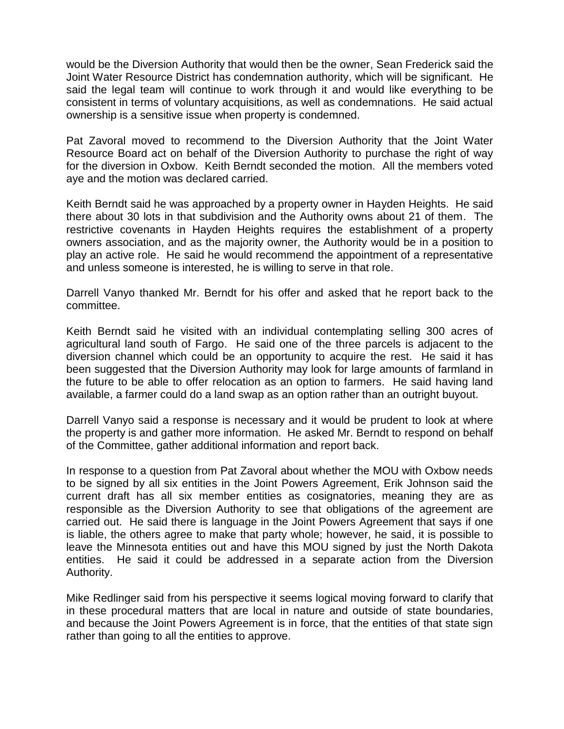would be the Diversion Authority that would then be the owner, Sean Frederick said the Joint Water Resource District has condemnation authority, which will be significant. He said the legal team will continue to work through it and would like everything to be consistent in terms of voluntary acquisitions, as well as condemnations. He said actual ownership is a sensitive issue when property is condemned.

Pat Zavoral moved to recommend to the Diversion Authority that the Joint Water Resource Board act on behalf of the Diversion Authority to purchase the right of way for the diversion in Oxbow. Keith Berndt seconded the motion. All the members voted aye and the motion was declared carried.

Keith Berndt said he was approached by a property owner in Hayden Heights. He said there about 30 lots in that subdivision and the Authority owns about 21 of them. The restrictive covenants in Hayden Heights requires the establishment of a property owners association, and as the majority owner, the Authority would be in a position to play an active role. He said he would recommend the appointment of a representative and unless someone is interested, he is willing to serve in that role.

Darrell Vanyo thanked Mr. Berndt for his offer and asked that he report back to the committee.

Keith Berndt said he visited with an individual contemplating selling 300 acres of agricultural land south of Fargo. He said one of the three parcels is adjacent to the diversion channel which could be an opportunity to acquire the rest. He said it has been suggested that the Diversion Authority may look for large amounts of farmland in the future to be able to offer relocation as an option to farmers. He said having land available, a farmer could do a land swap as an option rather than an outright buyout.

Darrell Vanyo said a response is necessary and it would be prudent to look at where the property is and gather more information. He asked Mr. Berndt to respond on behalf of the Committee, gather additional information and report back.

In response to a question from Pat Zavoral about whether the MOU with Oxbow needs to be signed by all six entities in the Joint Powers Agreement, Erik Johnson said the current draft has all six member entities as cosignatories, meaning they are as responsible as the Diversion Authority to see that obligations of the agreement are carried out. He said there is language in the Joint Powers Agreement that says if one is liable, the others agree to make that party whole; however, he said, it is possible to leave the Minnesota entities out and have this MOU signed by just the North Dakota entities. He said it could be addressed in a separate action from the Diversion Authority.

Mike Redlinger said from his perspective it seems logical moving forward to clarify that in these procedural matters that are local in nature and outside of state boundaries, and because the Joint Powers Agreement is in force, that the entities of that state sign rather than going to all the entities to approve.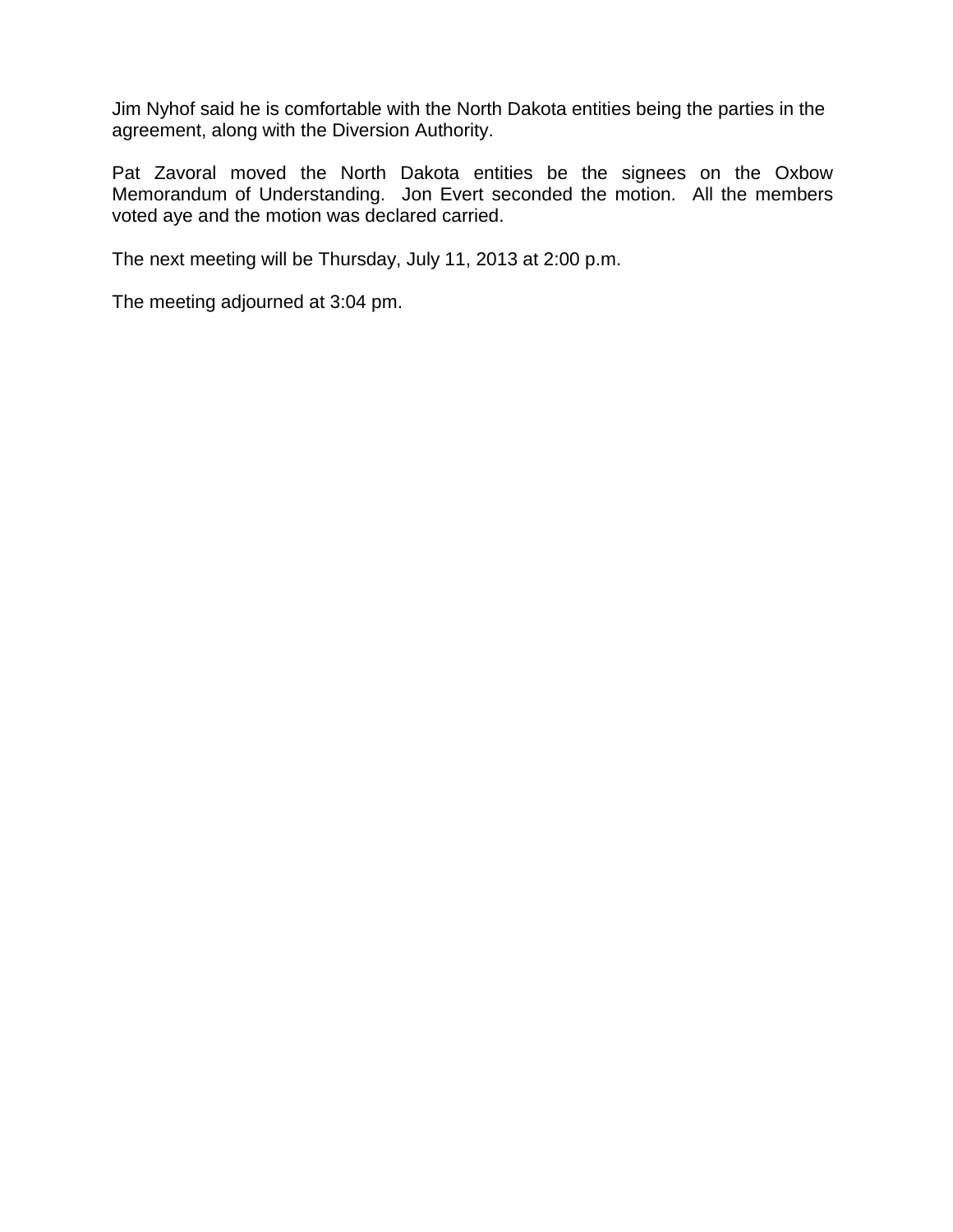Jim Nyhof said he is comfortable with the North Dakota entities being the parties in the agreement, along with the Diversion Authority.

Pat Zavoral moved the North Dakota entities be the signees on the Oxbow Memorandum of Understanding. Jon Evert seconded the motion. All the members voted aye and the motion was declared carried.

The next meeting will be Thursday, July 11, 2013 at 2:00 p.m.

The meeting adjourned at 3:04 pm.